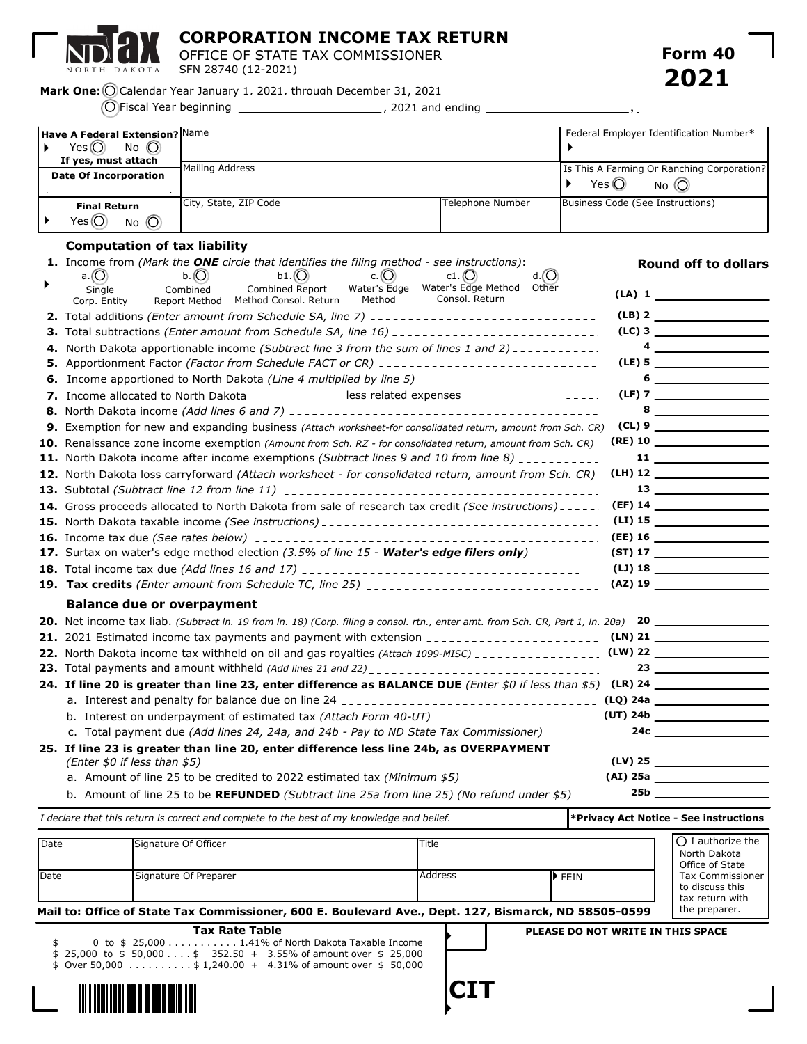# CORPORATION INCOME TAX RETURN

OFFICE OF STATE TAX COMMISSIONER
SFN 28740 (12-2021)

**Form 40**
**2021**

**Mark One:** ○ Calendar Year January 1, 2021, through December 31, 2021
○ Fiscal Year beginning ____________________, 2021 and ending ____________________, .

| Have A Federal Extension? Yes ○ No ○ If yes, must attach | Name | | Federal Employer Identification Number* |
|---|---|---|---|
| Date Of Incorporation | Mailing Address | | Is This A Farming Or Ranching Corporation? Yes ○ No ○ |
| Final Return Yes ○ No ○ | City, State, ZIP Code | Telephone Number | Business Code (See Instructions) |

## Computation of tax liability

**Round off to dollars**

1. Income from *(Mark the **ONE** circle that identifies the filing method - see instructions)*: a. ○ Single Corp. Entity b. ○ Combined Report Method b1. ○ Combined Report Method Consol. Return c. ○ Water's Edge Method c1. ○ Water's Edge Method Consol. Return d. ○ Other — **(LA) 1** ______
2. Total additions *(Enter amount from Schedule SA, line 7)* — **(LB) 2** ______
3. Total subtractions *(Enter amount from Schedule SA, line 16)* — **(LC) 3** ______
4. North Dakota apportionable income *(Subtract line 3 from the sum of lines 1 and 2)* — **4** ______
5. Apportionment Factor *(Factor from Schedule FACT or CR)* — **(LE) 5** ______
6. Income apportioned to North Dakota *(Line 4 multiplied by line 5)* — **6** ______
7. Income allocated to North Dakota ______ less related expenses ______ — **(LF) 7** ______
8. North Dakota income *(Add lines 6 and 7)* — **8** ______
9. Exemption for new and expanding business *(Attach worksheet-for consolidated return, amount from Sch. CR)* — **(CL) 9** ______
10. Renaissance zone income exemption *(Amount from Sch. RZ - for consolidated return, amount from Sch. CR)* — **(RE) 10** ______
11. North Dakota income after income exemptions *(Subtract lines 9 and 10 from line 8)* — **11** ______
12. North Dakota loss carryforward *(Attach worksheet - for consolidated return, amount from Sch. CR)* — **(LH) 12** ______
13. Subtotal *(Subtract line 12 from line 11)* — **13** ______
14. Gross proceeds allocated to North Dakota from sale of research tax credit *(See instructions)* — **(EF) 14** ______
15. North Dakota taxable income *(See instructions)* — **(LI) 15** ______
16. Income tax due *(See rates below)* — **(EE) 16** ______
17. Surtax on water's edge method election *(3.5% of line 15 - **Water's edge filers only**)* — **(ST) 17** ______
18. Total income tax due *(Add lines 16 and 17)* — **(LJ) 18** ______
19. **Tax credits** *(Enter amount from Schedule TC, line 25)* — **(AZ) 19** ______

## Balance due or overpayment

20. Net income tax liab. *(Subtract ln. 19 from ln. 18) (Corp. filing a consol. rtn., enter amt. from Sch. CR, Part 1, ln. 20a)* — **20** ______
21. 2021 Estimated income tax payments and payment with extension — **(LN) 21** ______
22. North Dakota income tax withheld on oil and gas royalties *(Attach 1099-MISC)* — **(LW) 22** ______
23. Total payments and amount withheld *(Add lines 21 and 22)* — **23** ______
24. **If line 20 is greater than line 23, enter difference as BALANCE DUE** *(Enter $0 if less than $5)* — **(LR) 24** ______
    a. Interest and penalty for balance due on line 24 — **(LQ) 24a** ______
    b. Interest on underpayment of estimated tax *(Attach Form 40-UT)* — **(UT) 24b** ______
    c. Total payment due *(Add lines 24, 24a, and 24b - Pay to ND State Tax Commissioner)* — **24c** ______
25. **If line 23 is greater than line 20, enter difference less line 24b, as OVERPAYMENT** *(Enter $0 if less than $5)* — **(LV) 25** ______
    a. Amount of line 25 to be credited to 2022 estimated tax *(Minimum $5)* — **(AI) 25a** ______
    b. Amount of line 25 to be **REFUNDED** *(Subtract line 25a from line 25) (No refund under $5)* — **25b** ______

*I declare that this return is correct and complete to the best of my knowledge and belief.*

**\*Privacy Act Notice - See instructions**

| Date | Signature Of Officer | Title | |
|---|---|---|---|
| Date | Signature Of Preparer | Address | FEIN |

○ I authorize the North Dakota Office of State Tax Commissioner to discuss this tax return with the preparer.

**Mail to: Office of State Tax Commissioner, 600 E. Boulevard Ave., Dept. 127, Bismarck, ND 58505-0599**

**Tax Rate Table**

| | |
|---|---|
| $ 0 to $ 25,000 | 1.41% of North Dakota Taxable Income |
| $ 25,000 to $ 50,000 | $ 352.50 + 3.55% of amount over $ 25,000 |
| $ Over 50,000 | $ 1,240.00 + 4.31% of amount over $ 50,000 |

**PLEASE DO NOT WRITE IN THIS SPACE**

**CIT**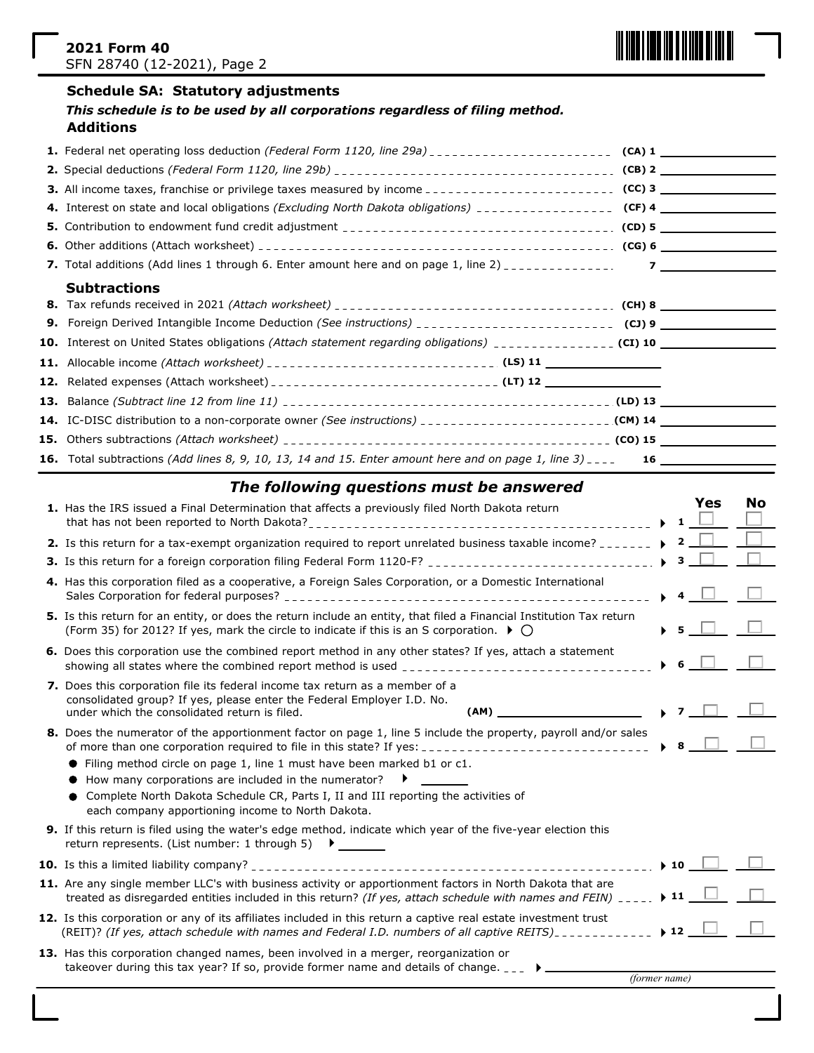**2021 Form 40**
SFN 28740 (12-2021), Page 2

## Schedule SA: Statutory adjustments

***This schedule is to be used by all corporations regardless of filing method.***

### Additions

1. Federal net operating loss deduction *(Federal Form 1120, line 29a)* ____ **(CA) 1** ________
2. Special deductions *(Federal Form 1120, line 29b)* ____ **(CB) 2** ________
3. All income taxes, franchise or privilege taxes measured by income ____ **(CC) 3** ________
4. Interest on state and local obligations *(Excluding North Dakota obligations)* ____ **(CF) 4** ________
5. Contribution to endowment fund credit adjustment ____ **(CD) 5** ________
6. Other additions (Attach worksheet) ____ **(CG) 6** ________
7. Total additions (Add lines 1 through 6. Enter amount here and on page 1, line 2) ____ **7** ________

### Subtractions

8. Tax refunds received in 2021 *(Attach worksheet)* ____ **(CH) 8** ________
9. Foreign Derived Intangible Income Deduction *(See instructions)* ____ **(CJ) 9** ________
10. Interest on United States obligations *(Attach statement regarding obligations)* ____ **(CI) 10** ________
11. Allocable income *(Attach worksheet)* ____ **(LS) 11** ________
12. Related expenses (Attach worksheet) ____ **(LT) 12** ________
13. Balance *(Subtract line 12 from line 11)* ____ **(LD) 13** ________
14. IC-DISC distribution to a non-corporate owner *(See instructions)* ____ **(CM) 14** ________
15. Others subtractions *(Attach worksheet)* ____ **(CO) 15** ________
16. Total subtractions *(Add lines 8, 9, 10, 13, 14 and 15. Enter amount here and on page 1, line 3)* ____ **16** ________

## *The following questions must be answered*

| Question | | Yes | No |
|---|---|---|---|
| 1. Has the IRS issued a Final Determination that affects a previously filed North Dakota return that has not been reported to North Dakota? | 1 | ☐ | ☐ |
| 2. Is this return for a tax-exempt organization required to report unrelated business taxable income? | 2 | ☐ | ☐ |
| 3. Is this return for a foreign corporation filing Federal Form 1120-F? | 3 | ☐ | ☐ |
| 4. Has this corporation filed as a cooperative, a Foreign Sales Corporation, or a Domestic International Sales Corporation for federal purposes? | 4 | ☐ | ☐ |
| 5. Is this return for an entity, or does the return include an entity, that filed a Financial Institution Tax return (Form 35) for 2012? If yes, mark the circle to indicate if this is an S corporation. ○ | 5 | ☐ | ☐ |
| 6. Does this corporation use the combined report method in any other states? If yes, attach a statement showing all states where the combined report method is used | 6 | ☐ | ☐ |
| 7. Does this corporation file its federal income tax return as a member of a consolidated group? If yes, please enter the Federal Employer I.D. No. under which the consolidated return is filed. **(AM)** ________ | 7 | ☐ | ☐ |
| 8. Does the numerator of the apportionment factor on page 1, line 5 include the property, payroll and/or sales of more than one corporation required to file in this state? If yes: | 8 | ☐ | ☐ |

- Filing method circle on page 1, line 1 must have been marked b1 or c1.
- How many corporations are included in the numerator? ________
- Complete North Dakota Schedule CR, Parts I, II and III reporting the activities of each company apportioning income to North Dakota.

9. If this return is filed using the water's edge method, indicate which year of the five-year election this return represents. (List number: 1 through 5) ________

| Question | | Yes | No |
|---|---|---|---|
| 10. Is this a limited liability company? | 10 | ☐ | ☐ |
| 11. Are any single member LLC's with business activity or apportionment factors in North Dakota that are treated as disregarded entities included in this return? *(If yes, attach schedule with names and FEIN)* | 11 | ☐ | ☐ |
| 12. Is this corporation or any of its affiliates included in this return a captive real estate investment trust (REIT)? *(If yes, attach schedule with names and Federal I.D. numbers of all captive REITS)* | 12 | ☐ | ☐ |

13. Has this corporation changed names, been involved in a merger, reorganization or takeover during this tax year? If so, provide former name and details of change. ________ *(former name)*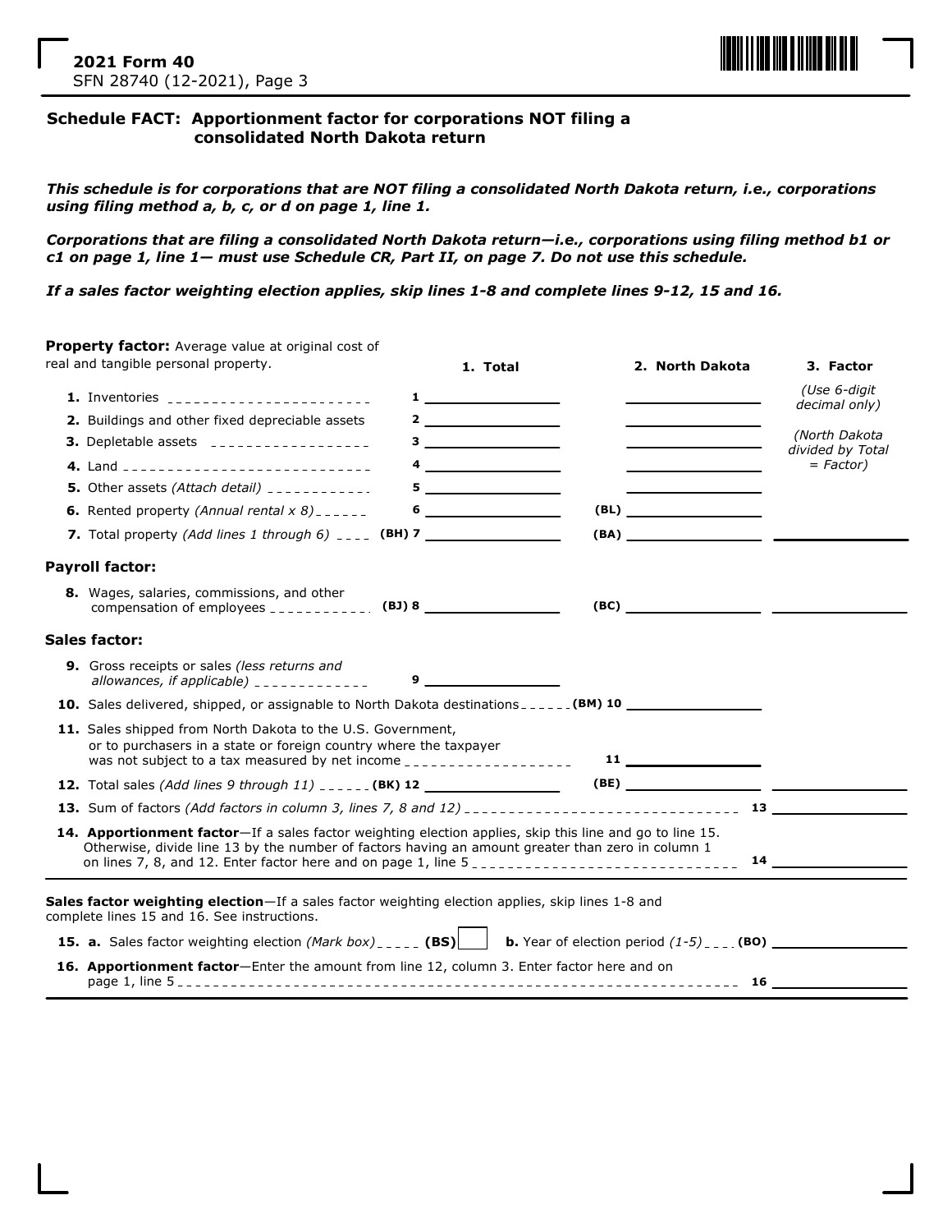**2021 Form 40**
SFN 28740 (12-2021), Page 3

## Schedule FACT: Apportionment factor for corporations NOT filing a consolidated North Dakota return

***This schedule is for corporations that are NOT filing a consolidated North Dakota return, i.e., corporations using filing method a, b, c, or d on page 1, line 1.***

***Corporations that are filing a consolidated North Dakota return—i.e., corporations using filing method b1 or c1 on page 1, line 1— must use Schedule CR, Part II, on page 7. Do not use this schedule.***

***If a sales factor weighting election applies, skip lines 1-8 and complete lines 9-12, 15 and 16.***

| **Property factor:** Average value at original cost of real and tangible personal property. | 1. Total | 2. North Dakota | 3. Factor *(Use 6-digit decimal only) (North Dakota divided by Total = Factor)* |
|---|---|---|---|
| **1.** Inventories | 1 | | |
| **2.** Buildings and other fixed depreciable assets | 2 | | |
| **3.** Depletable assets | 3 | | |
| **4.** Land | 4 | | |
| **5.** Other assets *(Attach detail)* | 5 | | |
| **6.** Rented property *(Annual rental x 8)* | 6 | (BL) | |
| **7.** Total property *(Add lines 1 through 6)* | (BH) 7 | (BA) | |
| **Payroll factor:** | | | |
| **8.** Wages, salaries, commissions, and other compensation of employees | (BJ) 8 | (BC) | |
| **Sales factor:** | | | |
| **9.** Gross receipts or sales *(less returns and allowances, if applicable)* | 9 | | |
| **10.** Sales delivered, shipped, or assignable to North Dakota destinations | | (BM) 10 | |
| **11.** Sales shipped from North Dakota to the U.S. Government, or to purchasers in a state or foreign country where the taxpayer was not subject to a tax measured by net income | | 11 | |
| **12.** Total sales *(Add lines 9 through 11)* | (BK) 12 | (BE) | |
| **13.** Sum of factors *(Add factors in column 3, lines 7, 8 and 12)* | | | 13 |
| **14. Apportionment factor**—If a sales factor weighting election applies, skip this line and go to line 15. Otherwise, divide line 13 by the number of factors having an amount greater than zero in column 1 on lines 7, 8, and 12. Enter factor here and on page 1, line 5 | | | 14 |

**Sales factor weighting election**—If a sales factor weighting election applies, skip lines 1-8 and complete lines 15 and 16. See instructions.

**15. a.** Sales factor weighting election *(Mark box)* **(BS)** ☐ **b.** Year of election period *(1-5)* **(BO)** ____________

**16. Apportionment factor**—Enter the amount from line 12, column 3. Enter factor here and on page 1, line 5 **16** ____________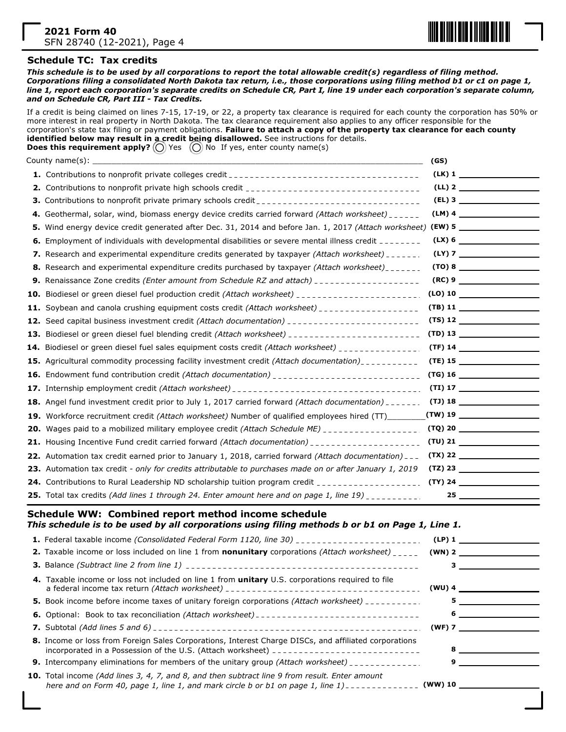**2021 Form 40**
SFN 28740 (12-2021), Page 4

## Schedule TC: Tax credits

***This schedule is to be used by all corporations to report the total allowable credit(s) regardless of filing method. Corporations filing a consolidated North Dakota tax return, i.e., those corporations using filing method b1 or c1 on page 1, line 1, report each corporation's separate credits on Schedule CR, Part I, line 19 under each corporation's separate column, and on Schedule CR, Part III - Tax Credits.***

If a credit is being claimed on lines 7-15, 17-19, or 22, a property tax clearance is required for each county the corporation has 50% or more interest in real property in North Dakota. The tax clearance requirement also applies to any officer responsible for the corporation's state tax filing or payment obligations. **Failure to attach a copy of the property tax clearance for each county identified below may result in a credit being disallowed.** See instructions for details.
**Does this requirement apply?** ◯ Yes ◯ No If yes, enter county name(s)

County name(s): ______________________________ **(GS)**

| Line | Description | Code | Amount |
|---|---|---|---|
| **1.** | Contributions to nonprofit private colleges credit | **(LK) 1** | |
| **2.** | Contributions to nonprofit private high schools credit | **(LL) 2** | |
| **3.** | Contributions to nonprofit private primary schools credit | **(EL) 3** | |
| **4.** | Geothermal, solar, wind, biomass energy device credits carried forward *(Attach worksheet)* | **(LM) 4** | |
| **5.** | Wind energy device credit generated after Dec. 31, 2014 and before Jan. 1, 2017 *(Attach worksheet)* | **(EW) 5** | |
| **6.** | Employment of individuals with developmental disabilities or severe mental illness credit | **(LX) 6** | |
| **7.** | Research and experimental expenditure credits generated by taxpayer *(Attach worksheet)* | **(LY) 7** | |
| **8.** | Research and experimental expenditure credits purchased by taxpayer *(Attach worksheet)* | **(TO) 8** | |
| **9.** | Renaissance Zone credits *(Enter amount from Schedule RZ and attach)* | **(RC) 9** | |
| **10.** | Biodiesel or green diesel fuel production credit *(Attach worksheet)* | **(LO) 10** | |
| **11.** | Soybean and canola crushing equipment costs credit *(Attach worksheet)* | **(TB) 11** | |
| **12.** | Seed capital business investment credit *(Attach documentation)* | **(TS) 12** | |
| **13.** | Biodiesel or green diesel fuel blending credit *(Attach worksheet)* | **(TD) 13** | |
| **14.** | Biodiesel or green diesel fuel sales equipment costs credit *(Attach worksheet)* | **(TF) 14** | |
| **15.** | Agricultural commodity processing facility investment credit *(Attach documentation)* | **(TE) 15** | |
| **16.** | Endowment fund contribution credit *(Attach documentation)* | **(TG) 16** | |
| **17.** | Internship employment credit *(Attach worksheet)* | **(TI) 17** | |
| **18.** | Angel fund investment credit prior to July 1, 2017 carried forward *(Attach documentation)* | **(TJ) 18** | |
| **19.** | Workforce recruitment credit *(Attach worksheet)* Number of qualified employees hired (TT)________ | **(TW) 19** | |
| **20.** | Wages paid to a mobilized military employee credit *(Attach Schedule ME)* | **(TQ) 20** | |
| **21.** | Housing Incentive Fund credit carried forward *(Attach documentation)* | **(TU) 21** | |
| **22.** | Automation tax credit earned prior to January 1, 2018, carried forward *(Attach documentation)* | **(TX) 22** | |
| **23.** | Automation tax credit - *only for credits attributable to purchases made on or after January 1, 2019* | **(TZ) 23** | |
| **24.** | Contributions to Rural Leadership ND scholarship tuition program credit | **(TY) 24** | |
| **25.** | Total tax credits *(Add lines 1 through 24. Enter amount here and on page 1, line 19)* | **25** | |

## Schedule WW: Combined report method income schedule

***This schedule is to be used by all corporations using filing methods b or b1 on Page 1, Line 1.***

| Line | Description | Code | Amount |
|---|---|---|---|
| **1.** | Federal taxable income *(Consolidated Federal Form 1120, line 30)* | **(LP) 1** | |
| **2.** | Taxable income or loss included on line 1 from **nonunitary** corporations *(Attach worksheet)* | **(WN) 2** | |
| **3.** | Balance *(Subtract line 2 from line 1)* | **3** | |
| **4.** | Taxable income or loss not included on line 1 from **unitary** U.S. corporations required to file a federal income tax return *(Attach worksheet)* | **(WU) 4** | |
| **5.** | Book income before income taxes of unitary foreign corporations *(Attach worksheet)* | **5** | |
| **6.** | Optional: Book to tax reconciliation *(Attach worksheet)* | **6** | |
| **7.** | Subtotal *(Add lines 5 and 6)* | **(WF) 7** | |
| **8.** | Income or loss from Foreign Sales Corporations, Interest Charge DISCs, and affiliated corporations incorporated in a Possession of the U.S. (Attach worksheet) | **8** | |
| **9.** | Intercompany eliminations for members of the unitary group *(Attach worksheet)* | **9** | |
| **10.** | Total income *(Add lines 3, 4, 7, and 8, and then subtract line 9 from result. Enter amount here and on Form 40, page 1, line 1, and mark circle b or b1 on page 1, line 1)* | **(WW) 10** | |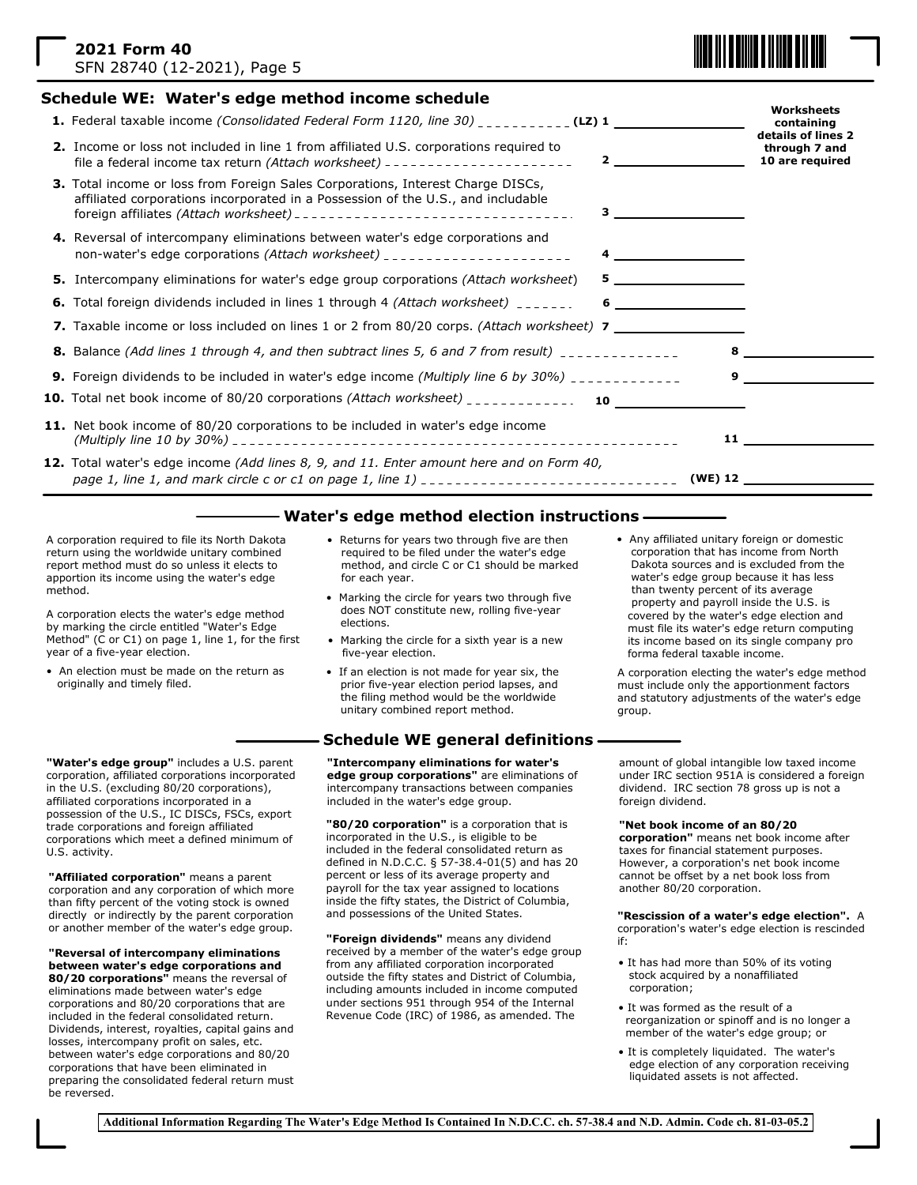## Schedule WE: Water's edge method income schedule

*Worksheets containing details of lines 2 through 7 and 10 are required*

| Line | Description | | |
|---|---|---|---|
| 1. | Federal taxable income *(Consolidated Federal Form 1120, line 30)* | (LZ) 1 | |
| 2. | Income or loss not included in line 1 from affiliated U.S. corporations required to file a federal income tax return *(Attach worksheet)* | 2 | |
| 3. | Total income or loss from Foreign Sales Corporations, Interest Charge DISCs, affiliated corporations incorporated in a Possession of the U.S., and includable foreign affiliates *(Attach worksheet)* | 3 | |
| 4. | Reversal of intercompany eliminations between water's edge corporations and non-water's edge corporations *(Attach worksheet)* | 4 | |
| 5. | Intercompany eliminations for water's edge group corporations *(Attach worksheet)* | 5 | |
| 6. | Total foreign dividends included in lines 1 through 4 *(Attach worksheet)* | 6 | |
| 7. | Taxable income or loss included on lines 1 or 2 from 80/20 corps. *(Attach worksheet)* | 7 | |
| 8. | Balance *(Add lines 1 through 4, and then subtract lines 5, 6 and 7 from result)* | | 8 |
| 9. | Foreign dividends to be included in water's edge income *(Multiply line 6 by 30%)* | | 9 |
| 10. | Total net book income of 80/20 corporations *(Attach worksheet)* | 10 | |
| 11. | Net book income of 80/20 corporations to be included in water's edge income *(Multiply line 10 by 30%)* | | 11 |
| 12. | Total water's edge income *(Add lines 8, 9, and 11. Enter amount here and on Form 40, page 1, line 1, and mark circle c or c1 on page 1, line 1)* | | (WE) 12 |

## Water's edge method election instructions

A corporation required to file its North Dakota return using the worldwide unitary combined report method must do so unless it elects to apportion its income using the water's edge method.

A corporation elects the water's edge method by marking the circle entitled "Water's Edge Method" (C or C1) on page 1, line 1, for the first year of a five-year election.

- An election must be made on the return as originally and timely filed.
- Returns for years two through five are then required to be filed under the water's edge method, and circle C or C1 should be marked for each year.
- Marking the circle for years two through five does NOT constitute new, rolling five-year elections.
- Marking the circle for a sixth year is a new five-year election.
- If an election is not made for year six, the prior five-year election period lapses, and the filing method would be the worldwide unitary combined report method.
- Any affiliated unitary foreign or domestic corporation that has income from North Dakota sources and is excluded from the water's edge group because it has less than twenty percent of its average property and payroll inside the U.S. is covered by the water's edge election and must file its water's edge return computing its income based on its single company pro forma federal taxable income.

A corporation electing the water's edge method must include only the apportionment factors and statutory adjustments of the water's edge group.

## Schedule WE general definitions

**"Water's edge group"** includes a U.S. parent corporation, affiliated corporations incorporated in the U.S. (excluding 80/20 corporations), affiliated corporations incorporated in a possession of the U.S., IC DISCs, FSCs, export trade corporations and foreign affiliated corporations which meet a defined minimum of U.S. activity.

**"Affiliated corporation"** means a parent corporation and any corporation of which more than fifty percent of the voting stock is owned directly or indirectly by the parent corporation or another member of the water's edge group.

**"Reversal of intercompany eliminations between water's edge corporations and 80/20 corporations"** means the reversal of eliminations made between water's edge corporations and 80/20 corporations that are included in the federal consolidated return. Dividends, interest, royalties, capital gains and losses, intercompany profit on sales, etc. between water's edge corporations and 80/20 corporations that have been eliminated in preparing the consolidated federal return must be reversed.

**"Intercompany eliminations for water's edge group corporations"** are eliminations of intercompany transactions between companies included in the water's edge group.

**"80/20 corporation"** is a corporation that is incorporated in the U.S., is eligible to be included in the federal consolidated return as defined in N.D.C.C. § 57-38.4-01(5) and has 20 percent or less of its average property and payroll for the tax year assigned to locations inside the fifty states, the District of Columbia, and possessions of the United States.

**"Foreign dividends"** means any dividend received by a member of the water's edge group from any affiliated corporation incorporated outside the fifty states and District of Columbia, including amounts included in income computed under sections 951 through 954 of the Internal Revenue Code (IRC) of 1986, as amended. The amount of global intangible low taxed income under IRC section 951A is considered a foreign dividend. IRC section 78 gross up is not a foreign dividend.

**"Net book income of an 80/20 corporation"** means net book income after taxes for financial statement purposes. However, a corporation's net book income cannot be offset by a net book loss from another 80/20 corporation.

**"Rescission of a water's edge election".** A corporation's water's edge election is rescinded if:

- It has had more than 50% of its voting stock acquired by a nonaffiliated corporation;
- It was formed as the result of a reorganization or spinoff and is no longer a member of the water's edge group; or
- It is completely liquidated. The water's edge election of any corporation receiving liquidated assets is not affected.

**Additional Information Regarding The Water's Edge Method Is Contained In N.D.C.C. ch. 57-38.4 and N.D. Admin. Code ch. 81-03-05.2**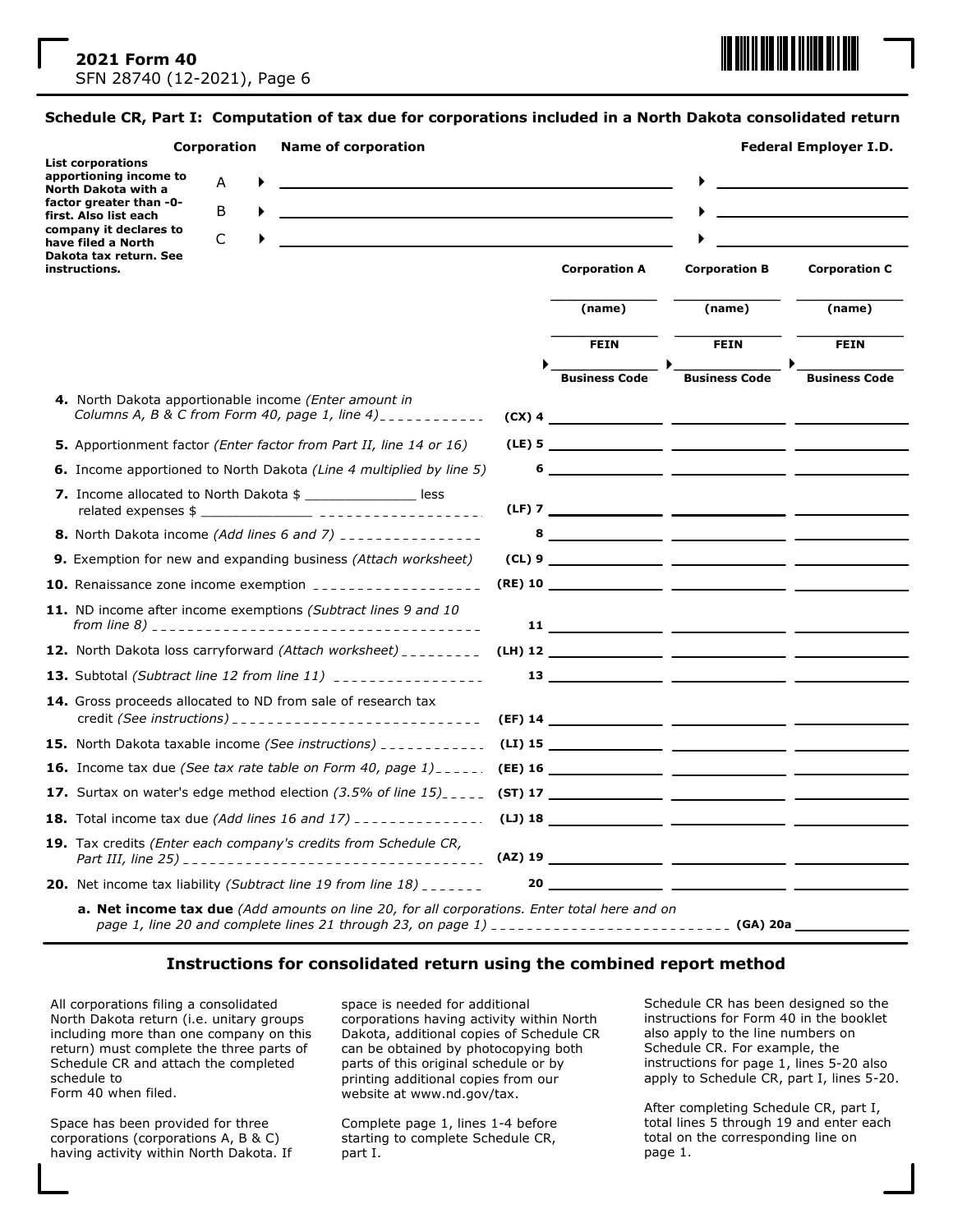**2021 Form 40**
SFN 28740 (12-2021), Page 6

## Schedule CR, Part I: Computation of tax due for corporations included in a North Dakota consolidated return

**List corporations apportioning income to North Dakota with a factor greater than -0- first. Also list each company it declares to have filed a North Dakota tax return. See instructions.**

| Corporation | Name of corporation | Federal Employer I.D. |
|---|---|---|
| A | ▶ | ▶ |
| B | ▶ | ▶ |
| C | ▶ | ▶ |

| | | Corporation A | Corporation B | Corporation C |
|---|---|---|---|---|
| | | (name) | (name) | (name) |
| | | FEIN | FEIN | FEIN |
| | | ▶ Business Code | ▶ Business Code | ▶ Business Code |
| **4.** North Dakota apportionable income *(Enter amount in Columns A, B & C from Form 40, page 1, line 4)* | (CX) 4 | | | |
| **5.** Apportionment factor *(Enter factor from Part II, line 14 or 16)* | (LE) 5 | | | |
| **6.** Income apportioned to North Dakota *(Line 4 multiplied by line 5)* | 6 | | | |
| **7.** Income allocated to North Dakota $ ______________ less related expenses $ ______________ | (LF) 7 | | | |
| **8.** North Dakota income *(Add lines 6 and 7)* | 8 | | | |
| **9.** Exemption for new and expanding business *(Attach worksheet)* | (CL) 9 | | | |
| **10.** Renaissance zone income exemption | (RE) 10 | | | |
| **11.** ND income after income exemptions *(Subtract lines 9 and 10 from line 8)* | 11 | | | |
| **12.** North Dakota loss carryforward *(Attach worksheet)* | (LH) 12 | | | |
| **13.** Subtotal *(Subtract line 12 from line 11)* | 13 | | | |
| **14.** Gross proceeds allocated to ND from sale of research tax credit *(See instructions)* | (EF) 14 | | | |
| **15.** North Dakota taxable income *(See instructions)* | (LI) 15 | | | |
| **16.** Income tax due *(See tax rate table on Form 40, page 1)* | (EE) 16 | | | |
| **17.** Surtax on water's edge method election *(3.5% of line 15)* | (ST) 17 | | | |
| **18.** Total income tax due *(Add lines 16 and 17)* | (LJ) 18 | | | |
| **19.** Tax credits *(Enter each company's credits from Schedule CR, Part III, line 25)* | (AZ) 19 | | | |
| **20.** Net income tax liability *(Subtract line 19 from line 18)* | 20 | | | |

**a. Net income tax due** *(Add amounts on line 20, for all corporations. Enter total here and on page 1, line 20 and complete lines 21 through 23, on page 1)* (GA) 20a ______________

## Instructions for consolidated return using the combined report method

All corporations filing a consolidated North Dakota return (i.e. unitary groups including more than one company on this return) must complete the three parts of Schedule CR and attach the completed schedule to Form 40 when filed.

Space has been provided for three corporations (corporations A, B & C) having activity within North Dakota. If space is needed for additional corporations having activity within North Dakota, additional copies of Schedule CR can be obtained by photocopying both parts of this original schedule or by printing additional copies from our website at www.nd.gov/tax.

Complete page 1, lines 1-4 before starting to complete Schedule CR, part I.

Schedule CR has been designed so the instructions for Form 40 in the booklet also apply to the line numbers on Schedule CR. For example, the instructions for page 1, lines 5-20 also apply to Schedule CR, part I, lines 5-20.

After completing Schedule CR, part I, total lines 5 through 19 and enter each total on the corresponding line on page 1.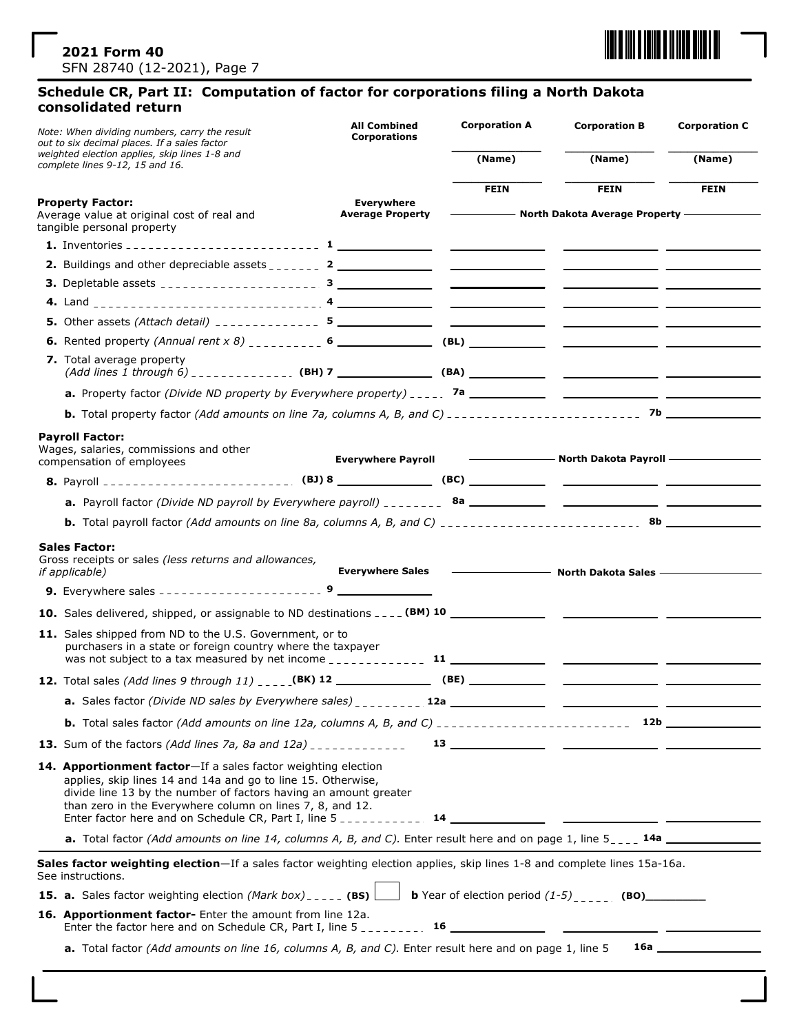**2021 Form 40**
SFN 28740 (12-2021), Page 7

## Schedule CR, Part II: Computation of factor for corporations filing a North Dakota consolidated return

*Note: When dividing numbers, carry the result out to six decimal places. If a sales factor weighted election applies, skip lines 1-8 and complete lines 9-12, 15 and 16.*

| | All Combined Corporations | Corporation A | Corporation B | Corporation C |
|---|---|---|---|---|
| | | (Name) | (Name) | (Name) |
| | | FEIN | FEIN | FEIN |
| **Property Factor:** Average value at original cost of real and tangible personal property | Everywhere Average Property | North Dakota Average Property | | |
| **1.** Inventories | 1 | | | |
| **2.** Buildings and other depreciable assets | 2 | | | |
| **3.** Depletable assets | 3 | | | |
| **4.** Land | 4 | | | |
| **5.** Other assets *(Attach detail)* | 5 | | | |
| **6.** Rented property *(Annual rent x 8)* | 6 | (BL) | | |
| **7.** Total average property *(Add lines 1 through 6)* | (BH) 7 | (BA) | | |
| **a.** Property factor *(Divide ND property by Everywhere property)* | | 7a | | |
| **b.** Total property factor *(Add amounts on line 7a, columns A, B, and C)* | | | | 7b |
| **Payroll Factor:** Wages, salaries, commissions and other compensation of employees | Everywhere Payroll | North Dakota Payroll | | |
| **8.** Payroll | (BJ) 8 | (BC) | | |
| **a.** Payroll factor *(Divide ND payroll by Everywhere payroll)* | | 8a | | |
| **b.** Total payroll factor *(Add amounts on line 8a, columns A, B, and C)* | | | | 8b |
| **Sales Factor:** Gross receipts or sales *(less returns and allowances, if applicable)* | Everywhere Sales | North Dakota Sales | | |
| **9.** Everywhere sales | 9 | | | |
| **10.** Sales delivered, shipped, or assignable to ND destinations | (BM) 10 | | | |
| **11.** Sales shipped from ND to the U.S. Government, or to purchasers in a state or foreign country where the taxpayer was not subject to a tax measured by net income | 11 | | | |
| **12.** Total sales *(Add lines 9 through 11)* | (BK) 12 | (BE) | | |
| **a.** Sales factor *(Divide ND sales by Everywhere sales)* | 12a | | | |
| **b.** Total sales factor *(Add amounts on line 12a, columns A, B, and C)* | | | | 12b |
| **13.** Sum of the factors *(Add lines 7a, 8a and 12a)* | | 13 | | |
| **14. Apportionment factor**—If a sales factor weighting election applies, skip lines 14 and 14a and go to line 15. Otherwise, divide line 13 by the number of factors having an amount greater than zero in the Everywhere column on lines 7, 8, and 12. Enter factor here and on Schedule CR, Part I, line 5 | | 14 | | |
| **a.** Total factor *(Add amounts on line 14, columns A, B, and C).* Enter result here and on page 1, line 5 | | | | 14a |

**Sales factor weighting election**—If a sales factor weighting election applies, skip lines 1-8 and complete lines 15a-16a. See instructions.

**15. a.** Sales factor weighting election *(Mark box)* (BS) ☐ **b** Year of election period *(1-5)* (BO)________

| | All Combined Corporations | Corporation A | Corporation B | Corporation C |
|---|---|---|---|---|
| **16. Apportionment factor-** Enter the amount from line 12a. Enter the factor here and on Schedule CR, Part I, line 5 | | 16 | | |
| **a.** Total factor *(Add amounts on line 16, columns A, B, and C).* Enter result here and on page 1, line 5 | | | | 16a |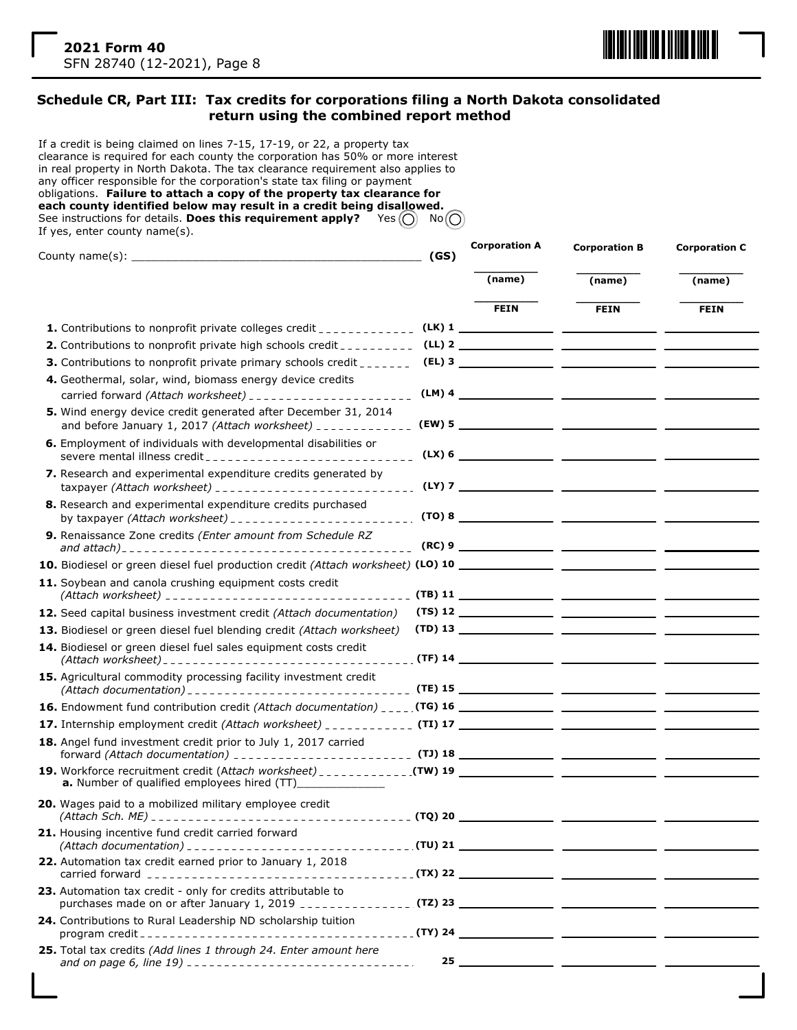**2021 Form 40**
SFN 28740 (12-2021), Page 8

## Schedule CR, Part III: Tax credits for corporations filing a North Dakota consolidated return using the combined report method

If a credit is being claimed on lines 7-15, 17-19, or 22, a property tax clearance is required for each county the corporation has 50% or more interest in real property in North Dakota. The tax clearance requirement also applies to any officer responsible for the corporation's state tax filing or payment obligations. **Failure to attach a copy of the property tax clearance for each county identified below may result in a credit being disallowed.** See instructions for details. **Does this requirement apply?** Yes ◯ No ◯
If yes, enter county name(s).

County name(s): ________________________________________ **(GS)**

| | | Corporation A | Corporation B | Corporation C |
|---|---|---|---|---|
| | | (name) | (name) | (name) |
| | | FEIN | FEIN | FEIN |
| **1.** Contributions to nonprofit private colleges credit | (LK) 1 | | | |
| **2.** Contributions to nonprofit private high schools credit | (LL) 2 | | | |
| **3.** Contributions to nonprofit private primary schools credit | (EL) 3 | | | |
| **4.** Geothermal, solar, wind, biomass energy device credits carried forward *(Attach worksheet)* | (LM) 4 | | | |
| **5.** Wind energy device credit generated after December 31, 2014 and before January 1, 2017 *(Attach worksheet)* | (EW) 5 | | | |
| **6.** Employment of individuals with developmental disabilities or severe mental illness credit | (LX) 6 | | | |
| **7.** Research and experimental expenditure credits generated by taxpayer *(Attach worksheet)* | (LY) 7 | | | |
| **8.** Research and experimental expenditure credits purchased by taxpayer *(Attach worksheet)* | (TO) 8 | | | |
| **9.** Renaissance Zone credits *(Enter amount from Schedule RZ and attach)* | (RC) 9 | | | |
| **10.** Biodiesel or green diesel fuel production credit *(Attach worksheet)* | (LO) 10 | | | |
| **11.** Soybean and canola crushing equipment costs credit *(Attach worksheet)* | (TB) 11 | | | |
| **12.** Seed capital business investment credit *(Attach documentation)* | (TS) 12 | | | |
| **13.** Biodiesel or green diesel fuel blending credit *(Attach worksheet)* | (TD) 13 | | | |
| **14.** Biodiesel or green diesel fuel sales equipment costs credit *(Attach worksheet)* | (TF) 14 | | | |
| **15.** Agricultural commodity processing facility investment credit *(Attach documentation)* | (TE) 15 | | | |
| **16.** Endowment fund contribution credit *(Attach documentation)* | (TG) 16 | | | |
| **17.** Internship employment credit *(Attach worksheet)* | (TI) 17 | | | |
| **18.** Angel fund investment credit prior to July 1, 2017 carried forward *(Attach documentation)* | (TJ) 18 | | | |
| **19.** Workforce recruitment credit (A*ttach worksheet)* **a.** Number of qualified employees hired (TT)____________ | (TW) 19 | | | |
| **20.** Wages paid to a mobilized military employee credit *(Attach Sch. ME)* | (TQ) 20 | | | |
| **21.** Housing incentive fund credit carried forward *(Attach documentation)* | (TU) 21 | | | |
| **22.** Automation tax credit earned prior to January 1, 2018 carried forward | (TX) 22 | | | |
| **23.** Automation tax credit - only for credits attributable to purchases made on or after January 1, 2019 | (TZ) 23 | | | |
| **24.** Contributions to Rural Leadership ND scholarship tuition program credit | (TY) 24 | | | |
| **25.** Total tax credits *(Add lines 1 through 24. Enter amount here and on page 6, line 19)* | 25 | | | |